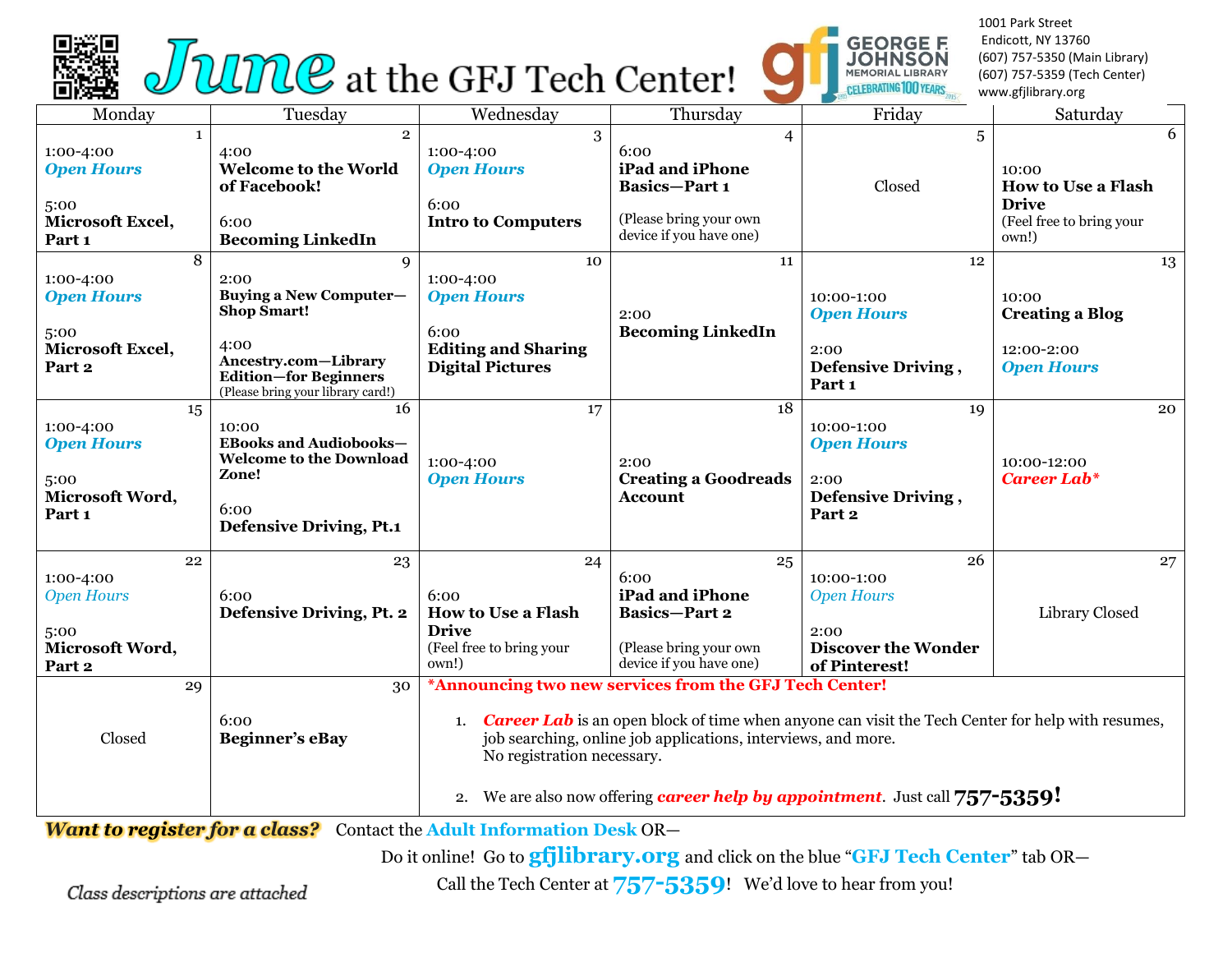# June at the GFJ Tech Center!

George F. Johnson Memorial Library — Celebrating 100 Years

1001 Park Street
Endicott, NY 13760
(607) 757-5350 (Main Library)
(607) 757-5359 (Tech Center)
www.gfjlibrary.org

| Monday | Tuesday | Wednesday | Thursday | Friday | Saturday |
|---|---|---|---|---|---|
| **1** 1:00-4:00 ***Open Hours*** 5:00 **Microsoft Excel, Part 1** | **2** 4:00 **Welcome to the World of Facebook!** 6:00 **Becoming LinkedIn** | **3** 1:00-4:00 ***Open Hours*** 6:00 **Intro to Computers** | **4** 6:00 **iPad and iPhone Basics—Part 1** (Please bring your own device if you have one) | **5** Closed | **6** 10:00 **How to Use a Flash Drive** (Feel free to bring your own!) |
| **8** 1:00-4:00 ***Open Hours*** 5:00 **Microsoft Excel, Part 2** | **9** 2:00 **Buying a New Computer—Shop Smart!** 4:00 **Ancestry.com—Library Edition—for Beginners** (Please bring your library card!) | **10** 1:00-4:00 ***Open Hours*** 6:00 **Editing and Sharing Digital Pictures** | **11** 2:00 **Becoming LinkedIn** | **12** 10:00-1:00 ***Open Hours*** 2:00 **Defensive Driving , Part 1** | **13** 10:00 **Creating a Blog** 12:00-2:00 ***Open Hours*** |
| **15** 1:00-4:00 ***Open Hours*** 5:00 **Microsoft Word, Part 1** | **16** 10:00 **EBooks and Audiobooks—Welcome to the Download Zone!** 6:00 **Defensive Driving, Pt.1** | **17** 1:00-4:00 ***Open Hours*** | **18** 2:00 **Creating a Goodreads Account** | **19** 10:00-1:00 ***Open Hours*** 2:00 **Defensive Driving , Part 2** | **20** 10:00-12:00 ***Career Lab**** |
| **22** 1:00-4:00 *Open Hours* 5:00 **Microsoft Word, Part 2** | **23** 6:00 **Defensive Driving, Pt. 2** | **24** 6:00 **How to Use a Flash Drive** (Feel free to bring your own!) | **25** 6:00 **iPad and iPhone Basics—Part 2** (Please bring your own device if you have one) | **26** 10:00-1:00 *Open Hours* 2:00 **Discover the Wonder of Pinterest!** | **27** Library Closed |
| **29** Closed | **30** 6:00 **Beginner's eBay** | | | | |

**\*Announcing two new services from the GFJ Tech Center!**

1. ***Career Lab*** is an open block of time when anyone can visit the Tech Center for help with resumes, job searching, online job applications, interviews, and more. No registration necessary.
2. We are also now offering ***career help by appointment***. Just call **757-5359!**

***Want to register for a class?*** Contact the **Adult Information Desk** OR—

Do it online! Go to **gfjlibrary.org** and click on the blue "**GFJ Tech Center**" tab OR—

Call the Tech Center at **757-5359**! We'd love to hear from you!

*Class descriptions are attached*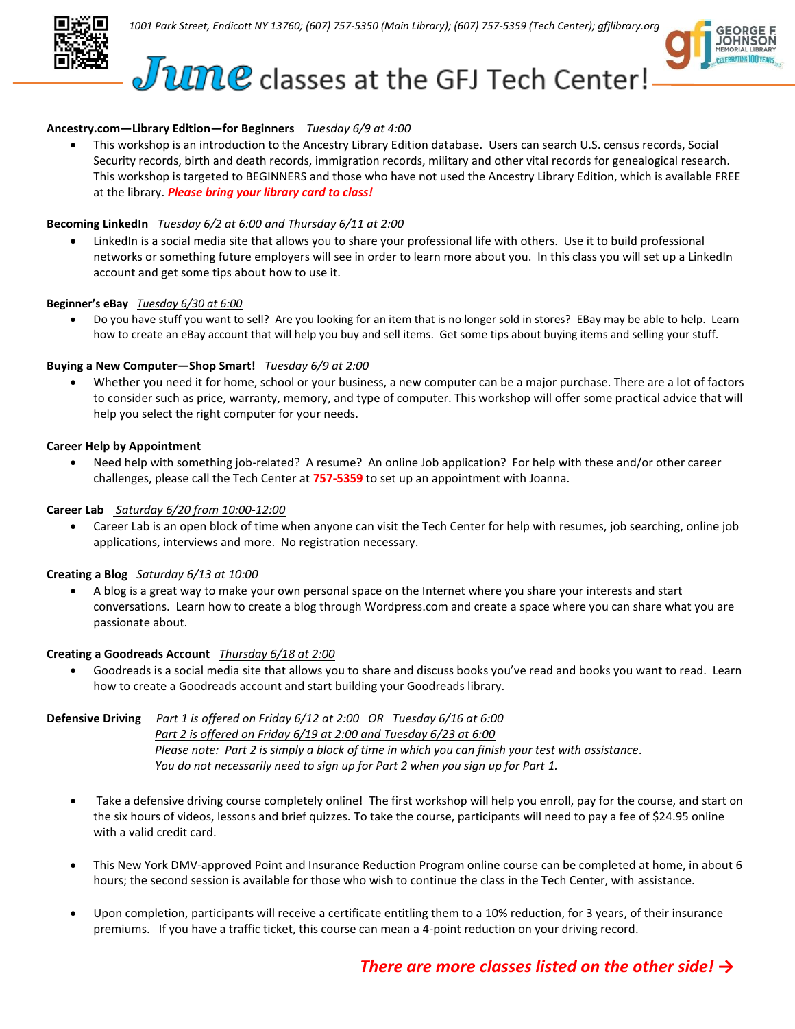1001 Park Street, Endicott NY 13760; (607) 757-5350 (Main Library); (607) 757-5359 (Tech Center); gfjlibrary.org

# *June* classes at the GFJ Tech Center!

**Ancestry.com—Library Edition—for Beginners** *Tuesday 6/9 at 4:00*

- This workshop is an introduction to the Ancestry Library Edition database. Users can search U.S. census records, Social Security records, birth and death records, immigration records, military and other vital records for genealogical research. This workshop is targeted to BEGINNERS and those who have not used the Ancestry Library Edition, which is available FREE at the library. ***Please bring your library card to class!***

**Becoming LinkedIn** *Tuesday 6/2 at 6:00 and Thursday 6/11 at 2:00*

- LinkedIn is a social media site that allows you to share your professional life with others. Use it to build professional networks or something future employers will see in order to learn more about you. In this class you will set up a LinkedIn account and get some tips about how to use it.

**Beginner's eBay** *Tuesday 6/30 at 6:00*

- Do you have stuff you want to sell? Are you looking for an item that is no longer sold in stores? EBay may be able to help. Learn how to create an eBay account that will help you buy and sell items. Get some tips about buying items and selling your stuff.

**Buying a New Computer—Shop Smart!** *Tuesday 6/9 at 2:00*

- Whether you need it for home, school or your business, a new computer can be a major purchase. There are a lot of factors to consider such as price, warranty, memory, and type of computer. This workshop will offer some practical advice that will help you select the right computer for your needs.

**Career Help by Appointment**

- Need help with something job-related? A resume? An online Job application? For help with these and/or other career challenges, please call the Tech Center at **757-5359** to set up an appointment with Joanna.

**Career Lab** *Saturday 6/20 from 10:00-12:00*

- Career Lab is an open block of time when anyone can visit the Tech Center for help with resumes, job searching, online job applications, interviews and more. No registration necessary.

**Creating a Blog** *Saturday 6/13 at 10:00*

- A blog is a great way to make your own personal space on the Internet where you share your interests and start conversations. Learn how to create a blog through Wordpress.com and create a space where you can share what you are passionate about.

**Creating a Goodreads Account** *Thursday 6/18 at 2:00*

- Goodreads is a social media site that allows you to share and discuss books you've read and books you want to read. Learn how to create a Goodreads account and start building your Goodreads library.

**Defensive Driving** *Part 1 is offered on Friday 6/12 at 2:00 OR Tuesday 6/16 at 6:00*
*Part 2 is offered on Friday 6/19 at 2:00 and Tuesday 6/23 at 6:00*
*Please note: Part 2 is simply a block of time in which you can finish your test with assistance.*
*You do not necessarily need to sign up for Part 2 when you sign up for Part 1.*

- Take a defensive driving course completely online! The first workshop will help you enroll, pay for the course, and start on the six hours of videos, lessons and brief quizzes. To take the course, participants will need to pay a fee of $24.95 online with a valid credit card.

- This New York DMV-approved Point and Insurance Reduction Program online course can be completed at home, in about 6 hours; the second session is available for those who wish to continue the class in the Tech Center, with assistance.

- Upon completion, participants will receive a certificate entitling them to a 10% reduction, for 3 years, of their insurance premiums. If you have a traffic ticket, this course can mean a 4-point reduction on your driving record.

***There are more classes listed on the other side! →***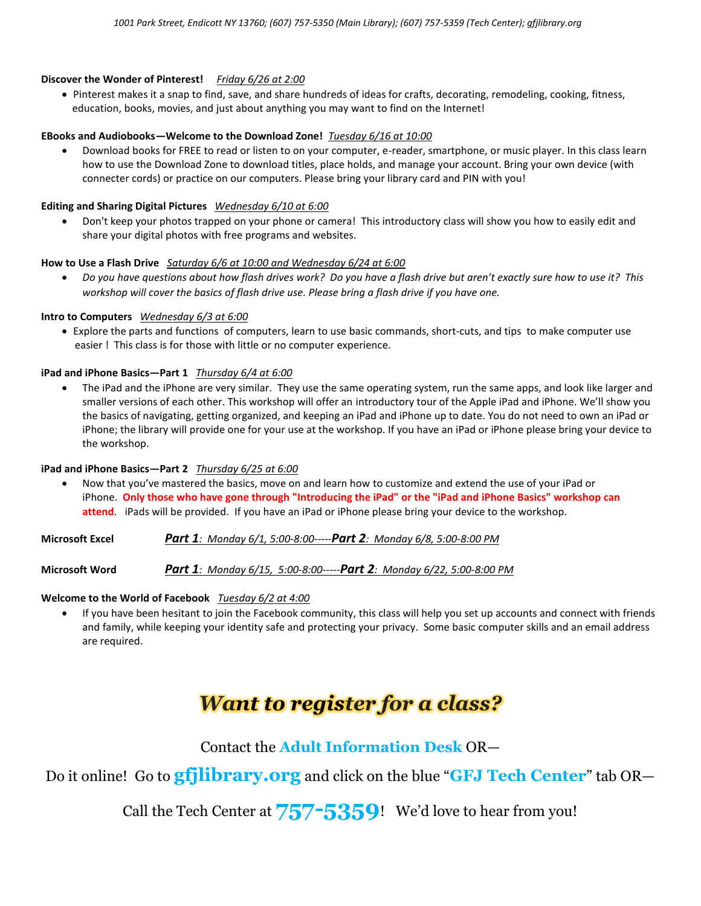**Discover the Wonder of Pinterest!** *Friday 6/26 at 2:00*

- Pinterest makes it a snap to find, save, and share hundreds of ideas for crafts, decorating, remodeling, cooking, fitness, education, books, movies, and just about anything you may want to find on the Internet!

**EBooks and Audiobooks—Welcome to the Download Zone!** *Tuesday 6/16 at 10:00*

- Download books for FREE to read or listen to on your computer, e-reader, smartphone, or music player. In this class learn how to use the Download Zone to download titles, place holds, and manage your account. Bring your own device (with connecter cords) or practice on our computers. Please bring your library card and PIN with you!

**Editing and Sharing Digital Pictures** *Wednesday 6/10 at 6:00*

- Don't keep your photos trapped on your phone or camera! This introductory class will show you how to easily edit and share your digital photos with free programs and websites.

**How to Use a Flash Drive** *Saturday 6/6 at 10:00 and Wednesday 6/24 at 6:00*

- *Do you have questions about how flash drives work? Do you have a flash drive but aren't exactly sure how to use it? This workshop will cover the basics of flash drive use. Please bring a flash drive if you have one.*

**Intro to Computers** *Wednesday 6/3 at 6:00*

- Explore the parts and functions of computers, learn to use basic commands, short-cuts, and tips to make computer use easier ! This class is for those with little or no computer experience.

**iPad and iPhone Basics—Part 1** *Thursday 6/4 at 6:00*

- The iPad and the iPhone are very similar. They use the same operating system, run the same apps, and look like larger and smaller versions of each other. This workshop will offer an introductory tour of the Apple iPad and iPhone. We'll show you the basics of navigating, getting organized, and keeping an iPad and iPhone up to date. You do not need to own an iPad or iPhone; the library will provide one for your use at the workshop. If you have an iPad or iPhone please bring your device to the workshop.

**iPad and iPhone Basics—Part 2** *Thursday 6/25 at 6:00*

- Now that you've mastered the basics, move on and learn how to customize and extend the use of your iPad or iPhone. **Only those who have gone through "Introducing the iPad" or the "iPad and iPhone Basics" workshop can attend**. iPads will be provided. If you have an iPad or iPhone please bring your device to the workshop.

**Microsoft Excel** ***Part 1****: Monday 6/1, 5:00-8:00-----****Part 2****: Monday 6/8, 5:00-8:00 PM*

**Microsoft Word** ***Part 1****: Monday 6/15, 5:00-8:00-----****Part 2****: Monday 6/22, 5:00-8:00 PM*

**Welcome to the World of Facebook** *Tuesday 6/2 at 4:00*

- If you have been hesitant to join the Facebook community, this class will help you set up accounts and connect with friends and family, while keeping your identity safe and protecting your privacy. Some basic computer skills and an email address are required.

## *Want to register for a class?*

Contact the **Adult Information Desk** OR—

Do it online! Go to **gfjlibrary.org** and click on the blue "**GFJ Tech Center**" tab OR—

Call the Tech Center at **757-5359**! We'd love to hear from you!